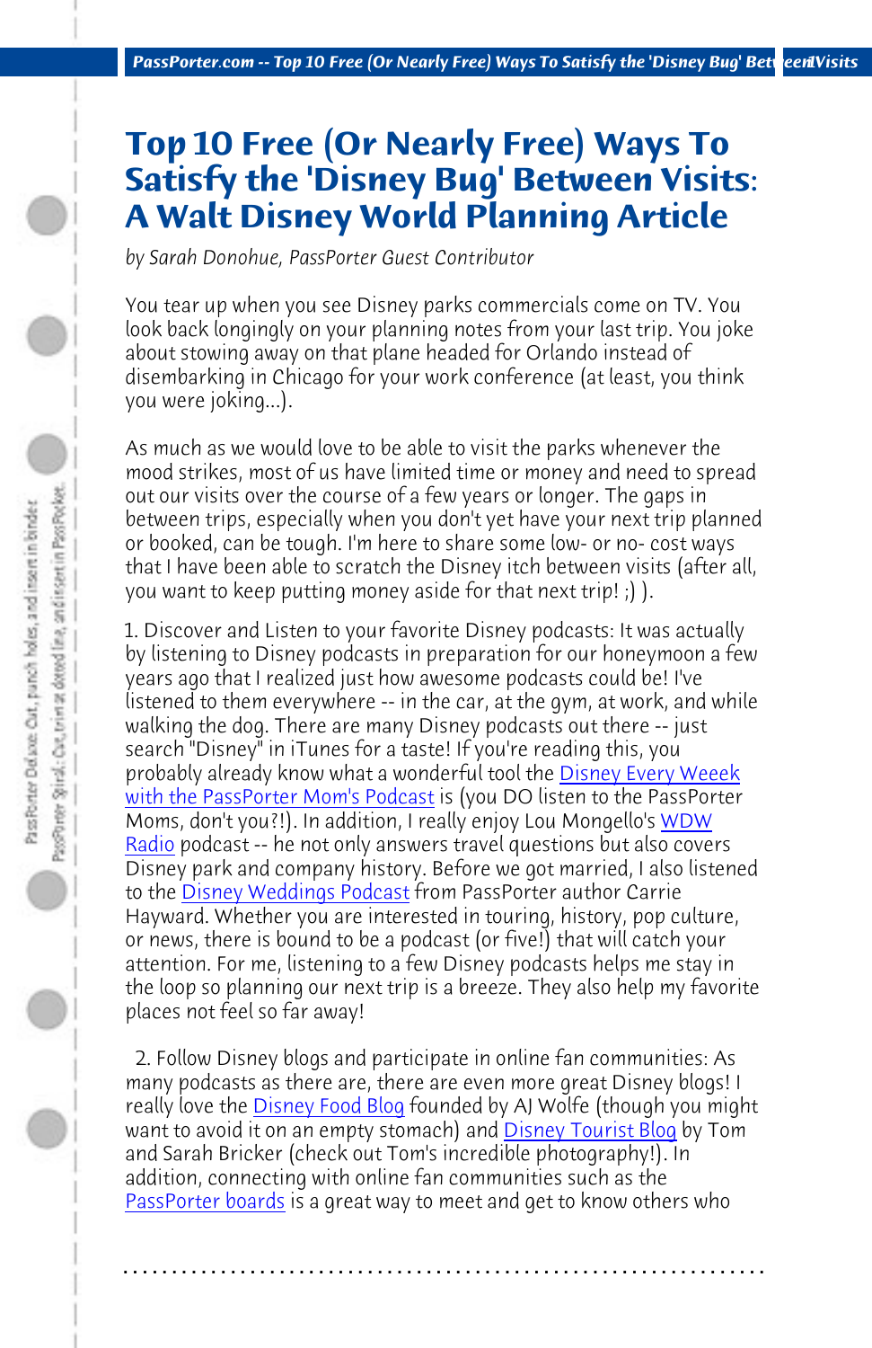# Top 10 Free (Or Nearly Free) Ways To Satisfy the 'Disney Bug' Between Visits: A Walt Disney World Planning Article

*by Sarah Donohue, PassPorter Guest Contributor*

You tear up when you see Disney parks commercials come on TV. You look back longingly on your planning notes from your last trip. You joke about stowing away on that plane headed for Orlando instead of disembarking in Chicago for your work conference (at least, you think you were joking...).

As much as we would love to be able to visit the parks whenever the mood strikes, most of us have limited time or money and need to spread out our visits over the course of a few years or longer. The gaps in between trips, especially when you don't yet have your next trip planned or booked, can be tough. I'm here to share some low- or no- cost ways that I have been able to scratch the Disney itch between visits (after all, you want to keep putting money aside for that next trip! ;) ).

1. Discover and Listen to your favorite Disney podcasts: It was actually by listening to Disney podcasts in preparation for our honeymoon a few years ago that I realized just how awesome podcasts could be! I've listened to them everywhere -- in the car, at the gym, at work, and while walking the dog. There are many Disney podcasts out there -- just search "Disney" in iTunes for a taste! If you're reading this, you probably already know what a wonderful tool the Disney Every Weeek with the PassPorter Mom's Podcast is (you DO listen to the PassPorter Moms, don't you?!). In addition, I really enjoy Lou Mongello's WDW Radio podcast -- he not only answers travel questions but also covers Disney park and company history. Before we got married, I also listened to the Disney Weddings Podcast from PassPorter author Carrie Hayward. Whether you are interested in touring, history, pop culture, or news, there is bound to be a podcast (or five!) that will catch your attention. For me, listening to a few Disney podcasts helps me stay in the loop so planning our next trip is a breeze. They also help my favorite places not feel so far away!

2. Follow Disney blogs and participate in online fan communities: As many podcasts as there are, there are even more great Disney blogs! I really love the Disney Food Blog founded by AJ Wolfe (though you might want to avoid it on an empty stomach) and Disney Tourist Blog by Tom and Sarah Bricker (check out Tom's incredible photography!). In addition, connecting with online fan communities such as the PassPorter boards is a great way to meet and get to know others who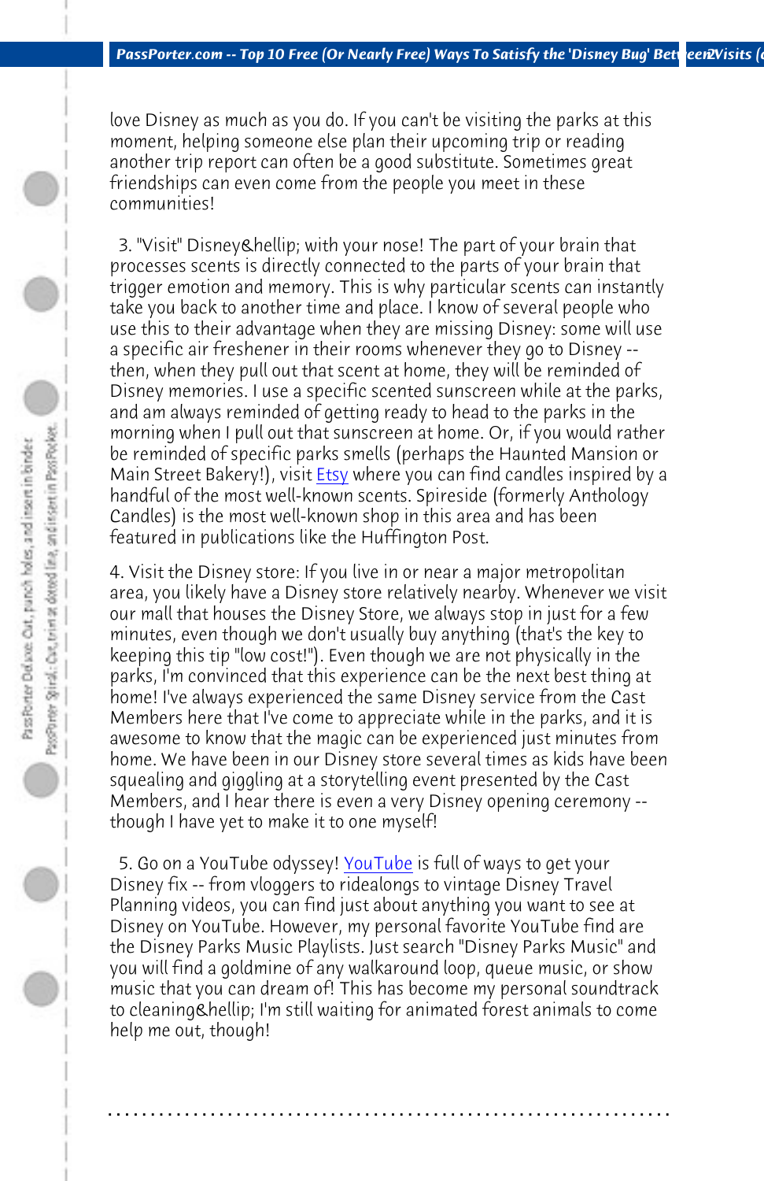love Disney as much as you do. If you can't be visiting the parks at this moment, helping someone else plan their upcoming trip or reading another trip report can often be a good substitute. Sometimes great friendships can even come from the people you meet in these communities!

3. "Visit" Disney&hellip; with your nose! The part of your brain that processes scents is directly connected to the parts of your brain that trigger emotion and memory. This is why particular scents can instantly take you back to another time and place. I know of several people who use this to their advantage when they are missing Disney: some will use a specific air freshener in their rooms whenever they go to Disney -- then, when they pull out that scent at home, they will be reminded of Disney memories. I use a specific scented sunscreen while at the parks, and am always reminded of getting ready to head to the parks in the morning when I pull out that sunscreen at home. Or, if you would rather be reminded of specific parks smells (perhaps the Haunted Mansion or Main Street Bakery!), visit Etsy where you can find candles inspired by a handful of the most well-known scents. Spireside (formerly Anthology Candles) is the most well-known shop in this area and has been featured in publications like the Huffington Post.

4. Visit the Disney store: If you live in or near a major metropolitan area, you likely have a Disney store relatively nearby. Whenever we visit our mall that houses the Disney Store, we always stop in just for a few minutes, even though we don't usually buy anything (that's the key to keeping this tip "low cost!"). Even though we are not physically in the parks, I'm convinced that this experience can be the next best thing at home! I've always experienced the same Disney service from the Cast Members here that I've come to appreciate while in the parks, and it is awesome to know that the magic can be experienced just minutes from home. We have been in our Disney store several times as kids have been squealing and giggling at a storytelling event presented by the Cast Members, and I hear there is even a very Disney opening ceremony -- though I have yet to make it to one myself!

5. Go on a YouTube odyssey! YouTube is full of ways to get your Disney fix -- from vloggers to ridealongs to vintage Disney Travel Planning videos, you can find just about anything you want to see at Disney on YouTube. However, my personal favorite YouTube find are the Disney Parks Music Playlists. Just search "Disney Parks Music" and you will find a goldmine of any walkaround loop, queue music, or show music that you can dream of! This has become my personal soundtrack to cleaning&hellip; I'm still waiting for animated forest animals to come help me out, though!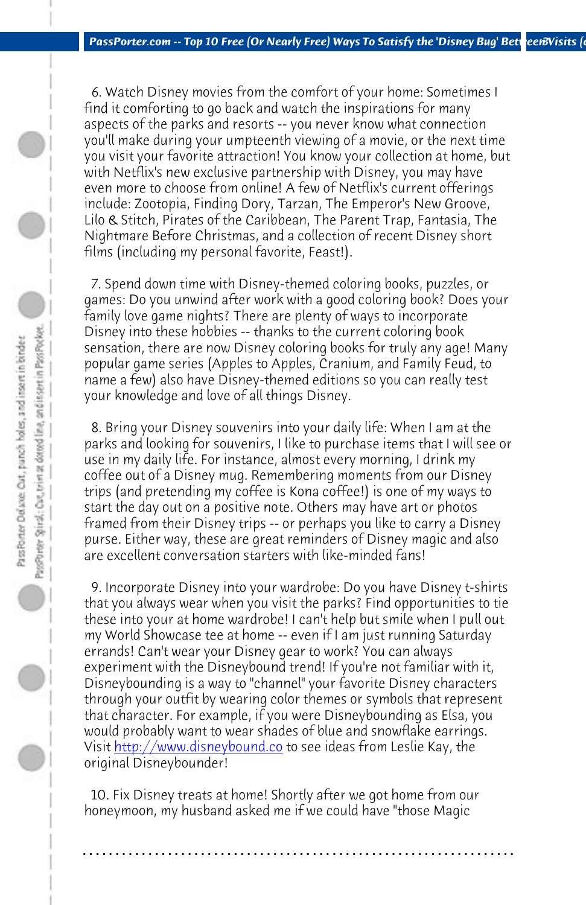6. Watch Disney movies from the comfort of your home: Sometimes I find it comforting to go back and watch the inspirations for many aspects of the parks and resorts -- you never know what connection you'll make during your umpteenth viewing of a movie, or the next time you visit your favorite attraction! You know your collection at home, but with Netflix's new exclusive partnership with Disney, you may have even more to choose from online! A few of Netflix's current offerings include: Zootopia, Finding Dory, Tarzan, The Emperor's New Groove, Lilo & Stitch, Pirates of the Caribbean, The Parent Trap, Fantasia, The Nightmare Before Christmas, and a collection of recent Disney short films (including my personal favorite, Feast!).

7. Spend down time with Disney-themed coloring books, puzzles, or games: Do you unwind after work with a good coloring book? Does your family love game nights? There are plenty of ways to incorporate Disney into these hobbies -- thanks to the current coloring book sensation, there are now Disney coloring books for truly any age! Many popular game series (Apples to Apples, Cranium, and Family Feud, to name a few) also have Disney-themed editions so you can really test your knowledge and love of all things Disney.

8. Bring your Disney souvenirs into your daily life: When I am at the parks and looking for souvenirs, I like to purchase items that I will see or use in my daily life. For instance, almost every morning, I drink my coffee out of a Disney mug. Remembering moments from our Disney trips (and pretending my coffee is Kona coffee!) is one of my ways to start the day out on a positive note. Others may have art or photos framed from their Disney trips -- or perhaps you like to carry a Disney purse. Either way, these are great reminders of Disney magic and also are excellent conversation starters with like-minded fans!

9. Incorporate Disney into your wardrobe: Do you have Disney t-shirts that you always wear when you visit the parks? Find opportunities to tie these into your at home wardrobe! I can't help but smile when I pull out my World Showcase tee at home -- even if I am just running Saturday errands! Can't wear your Disney gear to work? You can always experiment with the Disneybound trend! If you're not familiar with it, Disneybounding is a way to "channel" your favorite Disney characters through your outfit by wearing color themes or symbols that represent that character. For example, if you were Disneybounding as Elsa, you would probably want to wear shades of blue and snowflake earrings. Visit http://www.disneybound.co to see ideas from Leslie Kay, the original Disneybounder!

10. Fix Disney treats at home! Shortly after we got home from our honeymoon, my husband asked me if we could have "those Magic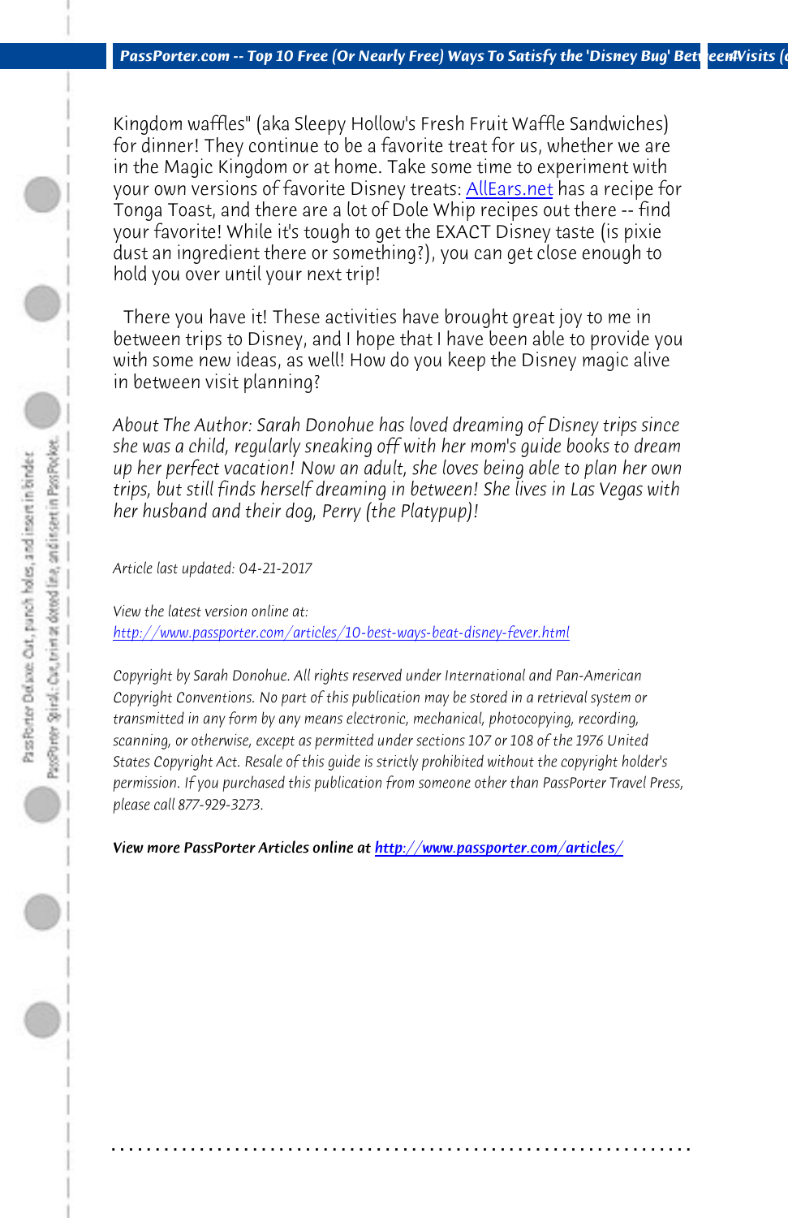Kingdom waffles" (aka Sleepy Hollow's Fresh Fruit Waffle Sandwiches) for dinner! They continue to be a favorite treat for us, whether we are in the Magic Kingdom or at home. Take some time to experiment with your own versions of favorite Disney treats: AllEars.net has a recipe for Tonga Toast, and there are a lot of Dole Whip recipes out there -- find your favorite! While it's tough to get the EXACT Disney taste (is pixie dust an ingredient there or something?), you can get close enough to hold you over until your next trip!

There you have it! These activities have brought great joy to me in between trips to Disney, and I hope that I have been able to provide you with some new ideas, as well! How do you keep the Disney magic alive in between visit planning?

*About The Author: Sarah Donohue has loved dreaming of Disney trips since she was a child, regularly sneaking off with her mom's guide books to dream up her perfect vacation! Now an adult, she loves being able to plan her own trips, but still finds herself dreaming in between! She lives in Las Vegas with her husband and their dog, Perry (the Platypup)!*

*Article last updated: 04-21-2017*

*View the latest version online at:*
*http://www.passporter.com/articles/10-best-ways-beat-disney-fever.html*

*Copyright by Sarah Donohue. All rights reserved under International and Pan-American Copyright Conventions. No part of this publication may be stored in a retrieval system or transmitted in any form by any means electronic, mechanical, photocopying, recording, scanning, or otherwise, except as permitted under sections 107 or 108 of the 1976 United States Copyright Act. Resale of this guide is strictly prohibited without the copyright holder's permission. If you purchased this publication from someone other than PassPorter Travel Press, please call 877-929-3273.*

***View more PassPorter Articles online at http://www.passporter.com/articles/***